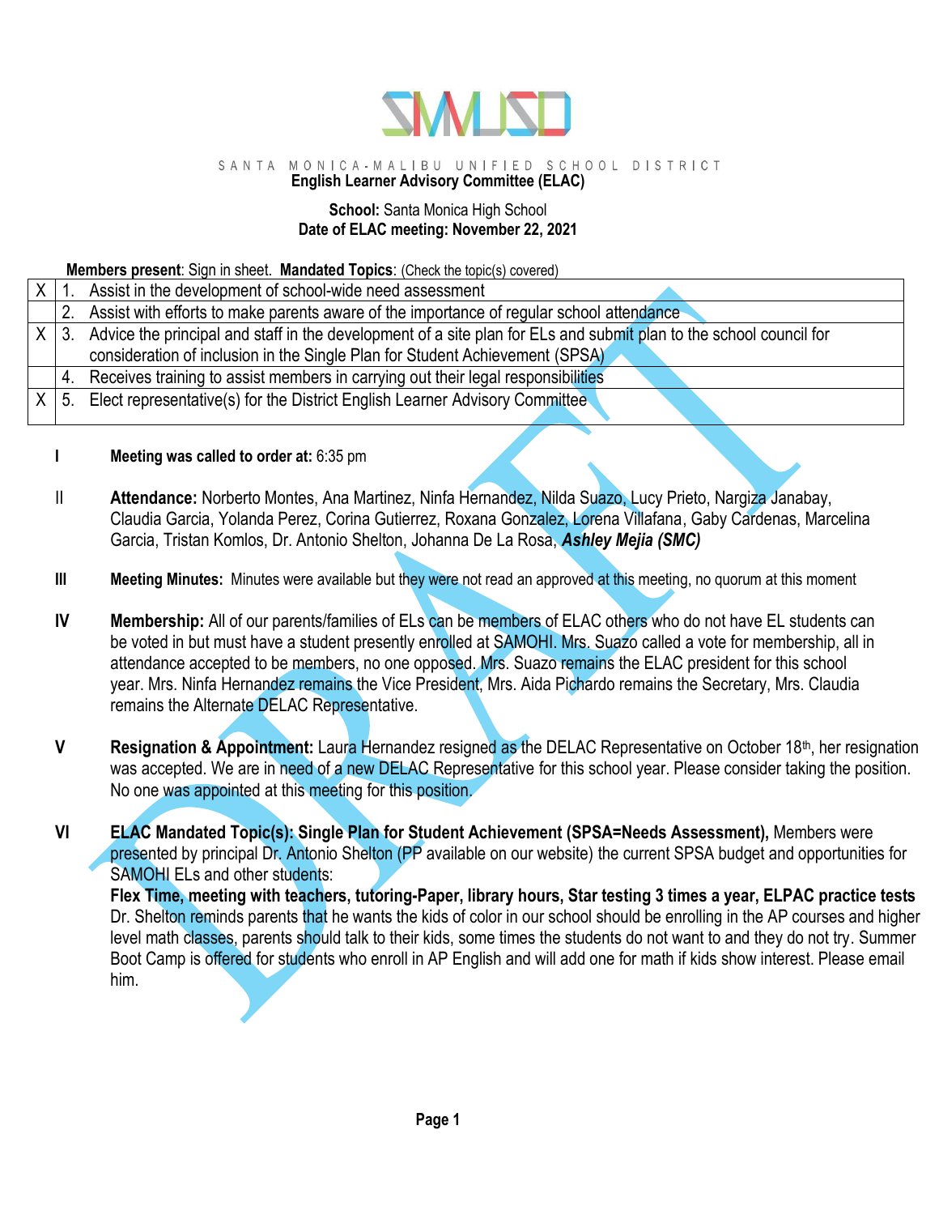SANTA MONICA-MALIBU UNIFIED SCHOOL DISTRICT

**English Learner Advisory Committee (ELAC)**

**School:** Santa Monica High School
**Date of ELAC meeting: November 22, 2021**

**Members present**: Sign in sheet. **Mandated Topics**: (Check the topic(s) covered)

| | |
|---|---|
| X | 1. Assist in the development of school-wide need assessment |
| | 2. Assist with efforts to make parents aware of the importance of regular school attendance |
| X | 3. Advice the principal and staff in the development of a site plan for ELs and submit plan to the school council for consideration of inclusion in the Single Plan for Student Achievement (SPSA) |
| | 4. Receives training to assist members in carrying out their legal responsibilities |
| X | 5. Elect representative(s) for the District English Learner Advisory Committee |

**I** **Meeting was called to order at:** 6:35 pm

II **Attendance:** Norberto Montes, Ana Martinez, Ninfa Hernandez, Nilda Suazo, Lucy Prieto, Nargiza Janabay, Claudia Garcia, Yolanda Perez, Corina Gutierrez, Roxana Gonzalez, Lorena Villafana, Gaby Cardenas, Marcelina Garcia, Tristan Komlos, Dr. Antonio Shelton, Johanna De La Rosa, ***Ashley Mejia (SMC)***

**III** **Meeting Minutes:** Minutes were available but they were not read an approved at this meeting, no quorum at this moment

**IV** **Membership:** All of our parents/families of ELs can be members of ELAC others who do not have EL students can be voted in but must have a student presently enrolled at SAMOHI. Mrs. Suazo called a vote for membership, all in attendance accepted to be members, no one opposed. Mrs. Suazo remains the ELAC president for this school year. Mrs. Ninfa Hernandez remains the Vice President, Mrs. Aida Pichardo remains the Secretary, Mrs. Claudia remains the Alternate DELAC Representative.

**V** **Resignation & Appointment:** Laura Hernandez resigned as the DELAC Representative on October 18th, her resignation was accepted. We are in need of a new DELAC Representative for this school year. Please consider taking the position. No one was appointed at this meeting for this position.

**VI** **ELAC Mandated Topic(s): Single Plan for Student Achievement (SPSA=Needs Assessment),** Members were presented by principal Dr. Antonio Shelton (PP available on our website) the current SPSA budget and opportunities for SAMOHI ELs and other students:
**Flex Time, meeting with teachers, tutoring-Paper, library hours, Star testing 3 times a year, ELPAC practice tests**
Dr. Shelton reminds parents that he wants the kids of color in our school should be enrolling in the AP courses and higher level math classes, parents should talk to their kids, some times the students do not want to and they do not try. Summer Boot Camp is offered for students who enroll in AP English and will add one for math if kids show interest. Please email him.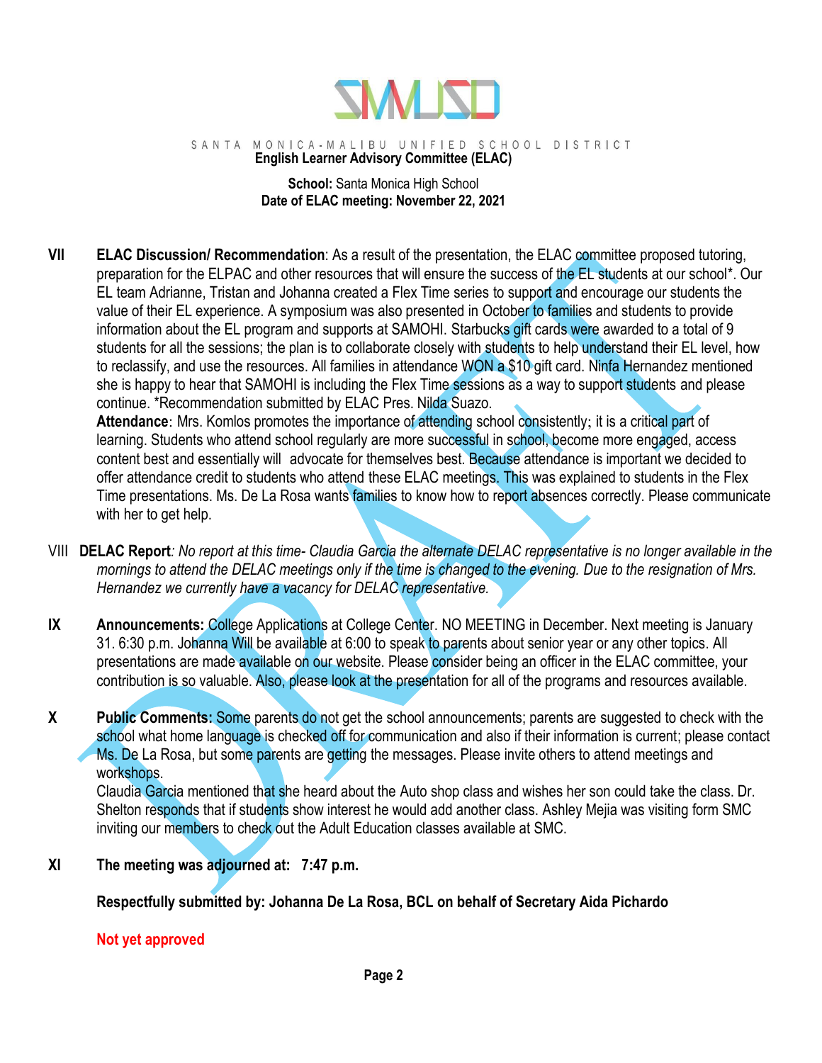SANTA MONICA-MALIBU UNIFIED SCHOOL DISTRICT

**English Learner Advisory Committee (ELAC)**

**School:** Santa Monica High School
**Date of ELAC meeting: November 22, 2021**

**VII** **ELAC Discussion/ Recommendation**: As a result of the presentation, the ELAC committee proposed tutoring, preparation for the ELPAC and other resources that will ensure the success of the EL students at our school*. Our EL team Adrianne, Tristan and Johanna created a Flex Time series to support and encourage our students the value of their EL experience. A symposium was also presented in October to families and students to provide information about the EL program and supports at SAMOHI. Starbucks gift cards were awarded to a total of 9 students for all the sessions; the plan is to collaborate closely with students to help understand their EL level, how to reclassify, and use the resources. All families in attendance WON a $10 gift card. Ninfa Hernandez mentioned she is happy to hear that SAMOHI is including the Flex Time sessions as a way to support students and please continue. *Recommendation submitted by ELAC Pres. Nilda Suazo.

**Attendance**: Mrs. Komlos promotes the importance of attending school consistently; it is a critical part of learning. Students who attend school regularly are more successful in school, become more engaged, access content best and essentially will advocate for themselves best. Because attendance is important we decided to offer attendance credit to students who attend these ELAC meetings. This was explained to students in the Flex Time presentations. Ms. De La Rosa wants families to know how to report absences correctly. Please communicate with her to get help.

VIII **DELAC Report***: No report at this time- Claudia Garcia the alternate DELAC representative is no longer available in the mornings to attend the DELAC meetings only if the time is changed to the evening. Due to the resignation of Mrs. Hernandez we currently have a vacancy for DELAC representative.*

**IX** **Announcements:** College Applications at College Center. NO MEETING in December. Next meeting is January 31. 6:30 p.m. Johanna Will be available at 6:00 to speak to parents about senior year or any other topics. All presentations are made available on our website. Please consider being an officer in the ELAC committee, your contribution is so valuable. Also, please look at the presentation for all of the programs and resources available.

**X** **Public Comments:** Some parents do not get the school announcements; parents are suggested to check with the school what home language is checked off for communication and also if their information is current; please contact Ms. De La Rosa, but some parents are getting the messages. Please invite others to attend meetings and workshops.

Claudia Garcia mentioned that she heard about the Auto shop class and wishes her son could take the class. Dr. Shelton responds that if students show interest he would add another class. Ashley Mejia was visiting form SMC inviting our members to check out the Adult Education classes available at SMC.

**XI** **The meeting was adjourned at: 7:47 p.m.**

**Respectfully submitted by: Johanna De La Rosa, BCL on behalf of Secretary Aida Pichardo**

**Not yet approved**